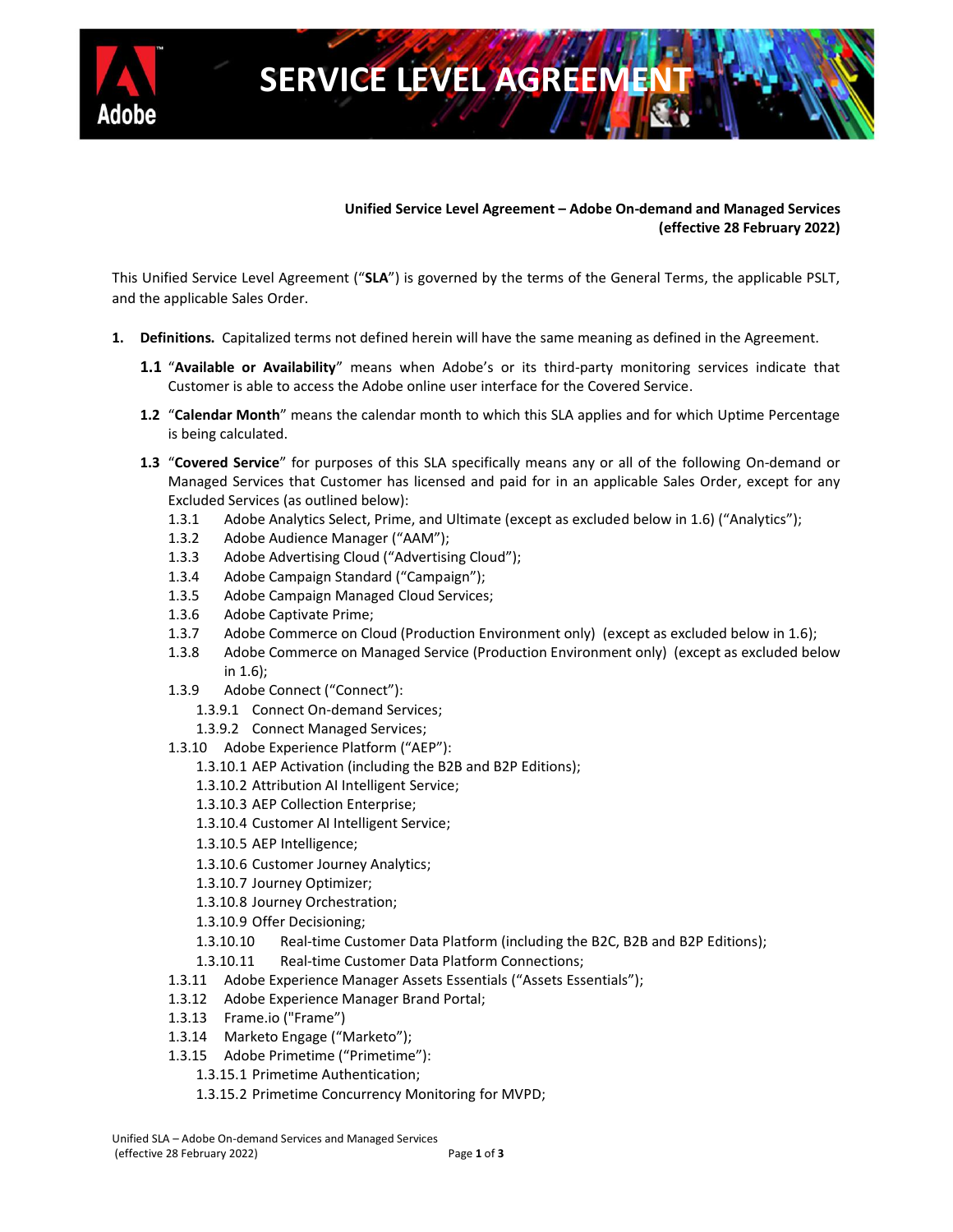# SERVICE LEVEL AGREEMENT

**Unified Service Level Agreement – Adobe On-demand and Managed Services (effective 28 February 2022)**

This Unified Service Level Agreement ("**SLA**") is governed by the terms of the General Terms, the applicable PSLT, and the applicable Sales Order.

1. **Definitions.** Capitalized terms not defined herein will have the same meaning as defined in the Agreement.

   **1.1** "**Available or Availability**" means when Adobe's or its third-party monitoring services indicate that Customer is able to access the Adobe online user interface for the Covered Service.

   **1.2** "**Calendar Month**" means the calendar month to which this SLA applies and for which Uptime Percentage is being calculated.

   **1.3** "**Covered Service**" for purposes of this SLA specifically means any or all of the following On-demand or Managed Services that Customer has licensed and paid for in an applicable Sales Order, except for any Excluded Services (as outlined below):

   1.3.1 Adobe Analytics Select, Prime, and Ultimate (except as excluded below in 1.6) ("Analytics");
   1.3.2 Adobe Audience Manager ("AAM");
   1.3.3 Adobe Advertising Cloud ("Advertising Cloud");
   1.3.4 Adobe Campaign Standard ("Campaign");
   1.3.5 Adobe Campaign Managed Cloud Services;
   1.3.6 Adobe Captivate Prime;
   1.3.7 Adobe Commerce on Cloud (Production Environment only) (except as excluded below in 1.6);
   1.3.8 Adobe Commerce on Managed Service (Production Environment only) (except as excluded below in 1.6);
   1.3.9 Adobe Connect ("Connect"):
      1.3.9.1 Connect On-demand Services;
      1.3.9.2 Connect Managed Services;
   1.3.10 Adobe Experience Platform ("AEP"):
      1.3.10.1 AEP Activation (including the B2B and B2P Editions);
      1.3.10.2 Attribution AI Intelligent Service;
      1.3.10.3 AEP Collection Enterprise;
      1.3.10.4 Customer AI Intelligent Service;
      1.3.10.5 AEP Intelligence;
      1.3.10.6 Customer Journey Analytics;
      1.3.10.7 Journey Optimizer;
      1.3.10.8 Journey Orchestration;
      1.3.10.9 Offer Decisioning;
      1.3.10.10 Real-time Customer Data Platform (including the B2C, B2B and B2P Editions);
      1.3.10.11 Real-time Customer Data Platform Connections;
   1.3.11 Adobe Experience Manager Assets Essentials ("Assets Essentials");
   1.3.12 Adobe Experience Manager Brand Portal;
   1.3.13 Frame.io ("Frame")
   1.3.14 Marketo Engage ("Marketo");
   1.3.15 Adobe Primetime ("Primetime"):
      1.3.15.1 Primetime Authentication;
      1.3.15.2 Primetime Concurrency Monitoring for MVPD;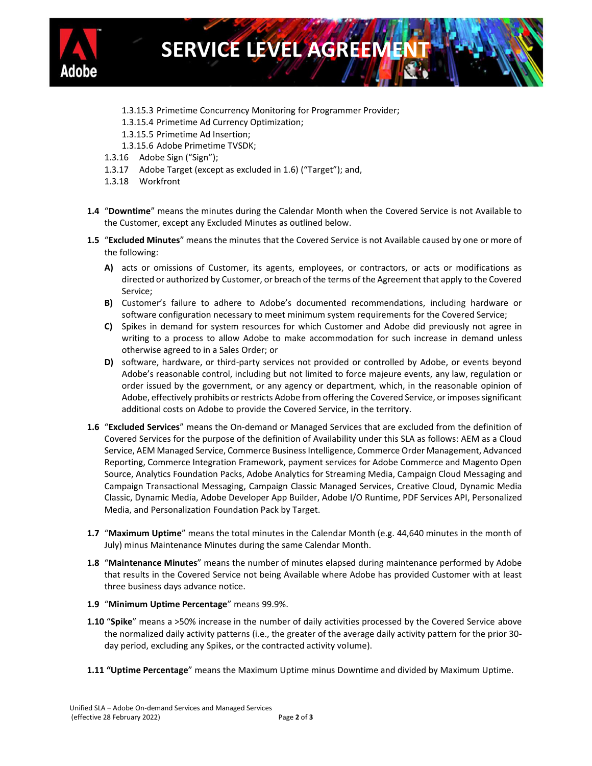- 1.3.15.3 Primetime Concurrency Monitoring for Programmer Provider;
- 1.3.15.4 Primetime Ad Currency Optimization;
- 1.3.15.5 Primetime Ad Insertion;
- 1.3.15.6 Adobe Primetime TVSDK;

1.3.16 Adobe Sign ("Sign");

1.3.17 Adobe Target (except as excluded in 1.6) ("Target"); and,

1.3.18 Workfront

**1.4** "**Downtime**" means the minutes during the Calendar Month when the Covered Service is not Available to the Customer, except any Excluded Minutes as outlined below.

**1.5** "**Excluded Minutes**" means the minutes that the Covered Service is not Available caused by one or more of the following:

**A)** acts or omissions of Customer, its agents, employees, or contractors, or acts or modifications as directed or authorized by Customer, or breach of the terms of the Agreement that apply to the Covered Service;

**B)** Customer's failure to adhere to Adobe's documented recommendations, including hardware or software configuration necessary to meet minimum system requirements for the Covered Service;

**C)** Spikes in demand for system resources for which Customer and Adobe did previously not agree in writing to a process to allow Adobe to make accommodation for such increase in demand unless otherwise agreed to in a Sales Order; or

**D)** software, hardware, or third-party services not provided or controlled by Adobe, or events beyond Adobe's reasonable control, including but not limited to force majeure events, any law, regulation or order issued by the government, or any agency or department, which, in the reasonable opinion of Adobe, effectively prohibits or restricts Adobe from offering the Covered Service, or imposes significant additional costs on Adobe to provide the Covered Service, in the territory.

**1.6** "**Excluded Services**" means the On-demand or Managed Services that are excluded from the definition of Covered Services for the purpose of the definition of Availability under this SLA as follows: AEM as a Cloud Service, AEM Managed Service, Commerce Business Intelligence, Commerce Order Management, Advanced Reporting, Commerce Integration Framework, payment services for Adobe Commerce and Magento Open Source, Analytics Foundation Packs, Adobe Analytics for Streaming Media, Campaign Cloud Messaging and Campaign Transactional Messaging, Campaign Classic Managed Services, Creative Cloud, Dynamic Media Classic, Dynamic Media, Adobe Developer App Builder, Adobe I/O Runtime, PDF Services API, Personalized Media, and Personalization Foundation Pack by Target.

**1.7** "**Maximum Uptime**" means the total minutes in the Calendar Month (e.g. 44,640 minutes in the month of July) minus Maintenance Minutes during the same Calendar Month.

**1.8** "**Maintenance Minutes**" means the number of minutes elapsed during maintenance performed by Adobe that results in the Covered Service not being Available where Adobe has provided Customer with at least three business days advance notice.

**1.9** "**Minimum Uptime Percentage**" means 99.9%.

**1.10** "**Spike**" means a >50% increase in the number of daily activities processed by the Covered Service above the normalized daily activity patterns (i.e., the greater of the average daily activity pattern for the prior 30-day period, excluding any Spikes, or the contracted activity volume).

**1.11 "Uptime Percentage**" means the Maximum Uptime minus Downtime and divided by Maximum Uptime.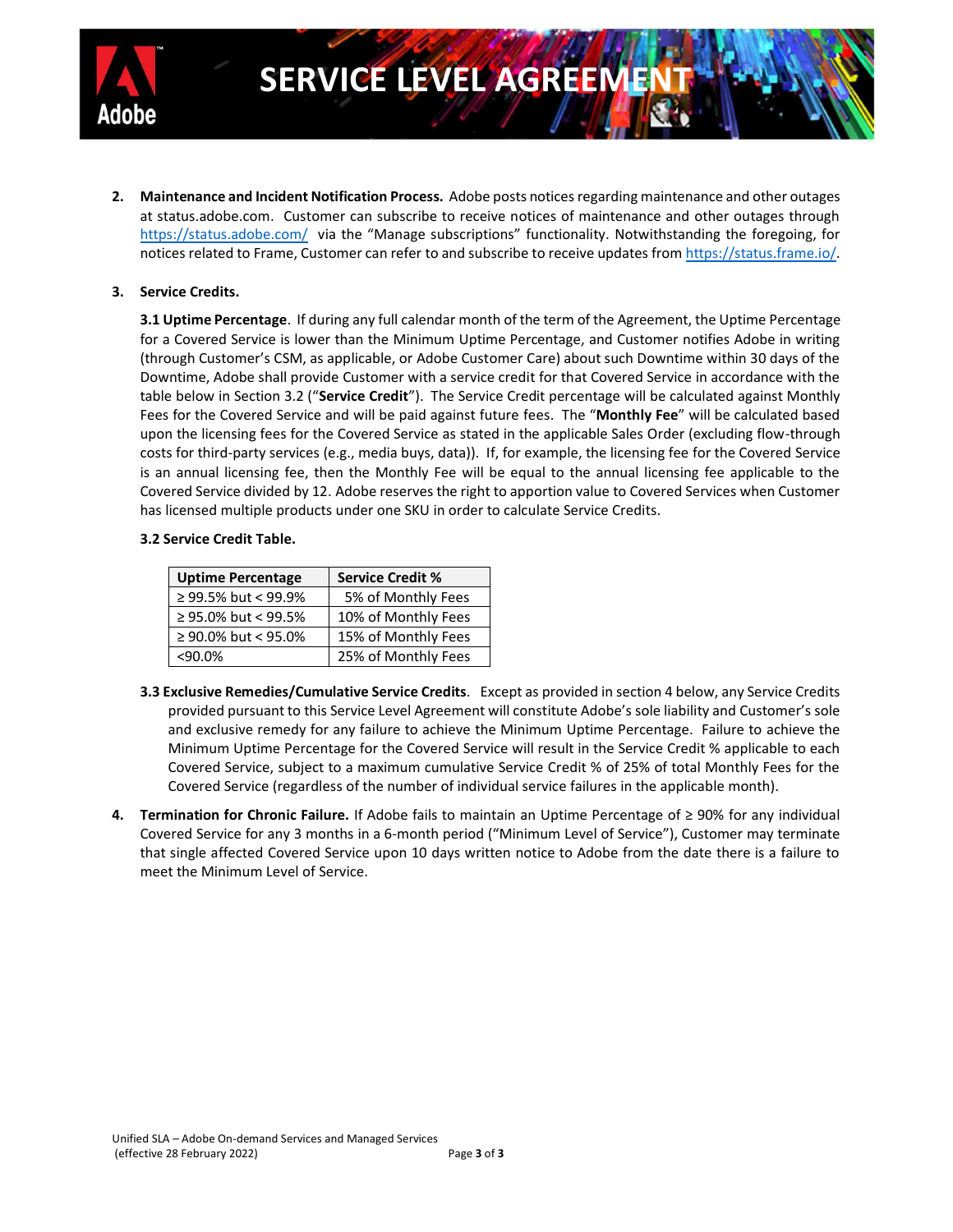2. **Maintenance and Incident Notification Process.** Adobe posts notices regarding maintenance and other outages at status.adobe.com. Customer can subscribe to receive notices of maintenance and other outages through https://status.adobe.com/ via the "Manage subscriptions" functionality. Notwithstanding the foregoing, for notices related to Frame, Customer can refer to and subscribe to receive updates from https://status.frame.io/.

3. **Service Credits.**

   **3.1 Uptime Percentage**. If during any full calendar month of the term of the Agreement, the Uptime Percentage for a Covered Service is lower than the Minimum Uptime Percentage, and Customer notifies Adobe in writing (through Customer's CSM, as applicable, or Adobe Customer Care) about such Downtime within 30 days of the Downtime, Adobe shall provide Customer with a service credit for that Covered Service in accordance with the table below in Section 3.2 ("**Service Credit**"). The Service Credit percentage will be calculated against Monthly Fees for the Covered Service and will be paid against future fees. The "**Monthly Fee**" will be calculated based upon the licensing fees for the Covered Service as stated in the applicable Sales Order (excluding flow-through costs for third-party services (e.g., media buys, data)). If, for example, the licensing fee for the Covered Service is an annual licensing fee, then the Monthly Fee will be equal to the annual licensing fee applicable to the Covered Service divided by 12. Adobe reserves the right to apportion value to Covered Services when Customer has licensed multiple products under one SKU in order to calculate Service Credits.

   **3.2 Service Credit Table.**

   | Uptime Percentage | Service Credit % |
   |---|---|
   | ≥ 99.5% but < 99.9% | 5% of Monthly Fees |
   | ≥ 95.0% but < 99.5% | 10% of Monthly Fees |
   | ≥ 90.0% but < 95.0% | 15% of Monthly Fees |
   | <90.0% | 25% of Monthly Fees |

   **3.3 Exclusive Remedies/Cumulative Service Credits**. Except as provided in section 4 below, any Service Credits provided pursuant to this Service Level Agreement will constitute Adobe's sole liability and Customer's sole and exclusive remedy for any failure to achieve the Minimum Uptime Percentage. Failure to achieve the Minimum Uptime Percentage for the Covered Service will result in the Service Credit % applicable to each Covered Service, subject to a maximum cumulative Service Credit % of 25% of total Monthly Fees for the Covered Service (regardless of the number of individual service failures in the applicable month).

4. **Termination for Chronic Failure.** If Adobe fails to maintain an Uptime Percentage of ≥ 90% for any individual Covered Service for any 3 months in a 6-month period ("Minimum Level of Service"), Customer may terminate that single affected Covered Service upon 10 days written notice to Adobe from the date there is a failure to meet the Minimum Level of Service.